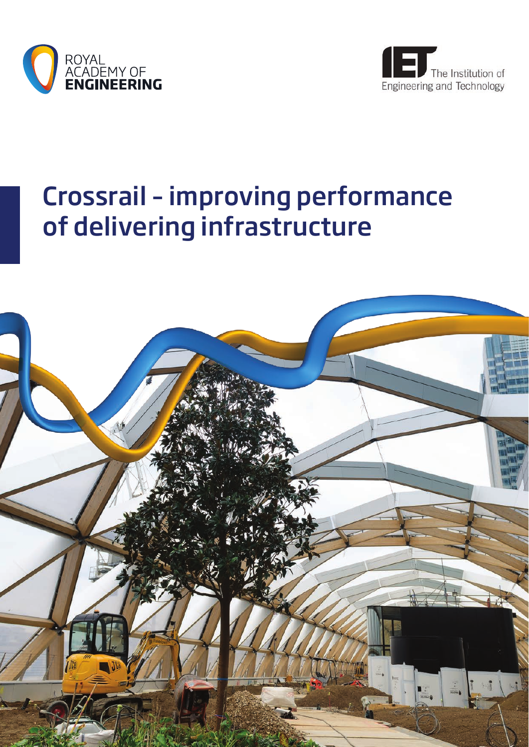ROYAL ACADEMY OF ENGINEERING

The Institution of Engineering and Technology

# Crossrail - improving performance of delivering infrastructure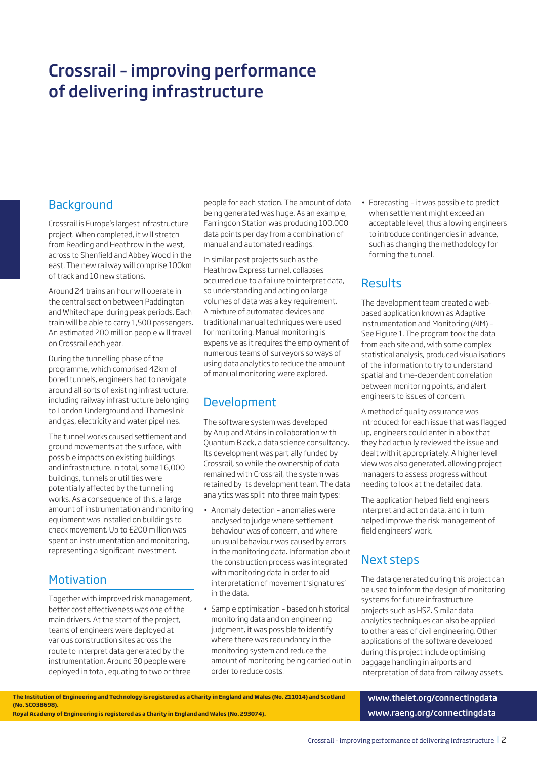# Crossrail – improving performance of delivering infrastructure

## Background

Crossrail is Europe's largest infrastructure project. When completed, it will stretch from Reading and Heathrow in the west, across to Shenfield and Abbey Wood in the east. The new railway will comprise 100km of track and 10 new stations.

Around 24 trains an hour will operate in the central section between Paddington and Whitechapel during peak periods. Each train will be able to carry 1,500 passengers. An estimated 200 million people will travel on Crossrail each year.

During the tunnelling phase of the programme, which comprised 42km of bored tunnels, engineers had to navigate around all sorts of existing infrastructure, including railway infrastructure belonging to London Underground and Thameslink and gas, electricity and water pipelines.

The tunnel works caused settlement and ground movements at the surface, with possible impacts on existing buildings and infrastructure. In total, some 16,000 buildings, tunnels or utilities were potentially affected by the tunnelling works. As a consequence of this, a large amount of instrumentation and monitoring equipment was installed on buildings to check movement. Up to £200 million was spent on instrumentation and monitoring, representing a significant investment.

## Motivation

Together with improved risk management, better cost effectiveness was one of the main drivers. At the start of the project, teams of engineers were deployed at various construction sites across the route to interpret data generated by the instrumentation. Around 30 people were deployed in total, equating to two or three people for each station. The amount of data being generated was huge. As an example, Farringdon Station was producing 100,000 data points per day from a combination of manual and automated readings.

In similar past projects such as the Heathrow Express tunnel, collapses occurred due to a failure to interpret data, so understanding and acting on large volumes of data was a key requirement. A mixture of automated devices and traditional manual techniques were used for monitoring. Manual monitoring is expensive as it requires the employment of numerous teams of surveyors so ways of using data analytics to reduce the amount of manual monitoring were explored.

## Development

The software system was developed by Arup and Atkins in collaboration with Quantum Black, a data science consultancy. Its development was partially funded by Crossrail, so while the ownership of data remained with Crossrail, the system was retained by its development team. The data analytics was split into three main types:

- Anomaly detection – anomalies were analysed to judge where settlement behaviour was of concern, and where unusual behaviour was caused by errors in the monitoring data. Information about the construction process was integrated with monitoring data in order to aid interpretation of movement 'signatures' in the data.
- Sample optimisation – based on historical monitoring data and on engineering judgment, it was possible to identify where there was redundancy in the monitoring system and reduce the amount of monitoring being carried out in order to reduce costs.
- Forecasting – it was possible to predict when settlement might exceed an acceptable level, thus allowing engineers to introduce contingencies in advance, such as changing the methodology for forming the tunnel.

## Results

The development team created a web-based application known as Adaptive Instrumentation and Monitoring (AIM) – See Figure 1. The program took the data from each site and, with some complex statistical analysis, produced visualisations of the information to try to understand spatial and time-dependent correlation between monitoring points, and alert engineers to issues of concern.

A method of quality assurance was introduced: for each issue that was flagged up, engineers could enter in a box that they had actually reviewed the issue and dealt with it appropriately. A higher level view was also generated, allowing project managers to assess progress without needing to look at the detailed data.

The application helped field engineers interpret and act on data, and in turn helped improve the risk management of field engineers' work.

## Next steps

The data generated during this project can be used to inform the design of monitoring systems for future infrastructure projects such as HS2. Similar data analytics techniques can also be applied to other areas of civil engineering. Other applications of the software developed during this project include optimising baggage handling in airports and interpretation of data from railway assets.

**The Institution of Engineering and Technology is registered as a Charity in England and Wales (No. 211014) and Scotland (No. SC038698).**
**Royal Academy of Engineering is registered as a Charity in England and Wales (No. 293074).**

**www.theiet.org/connectingdata**
**www.raeng.org/connectingdata**